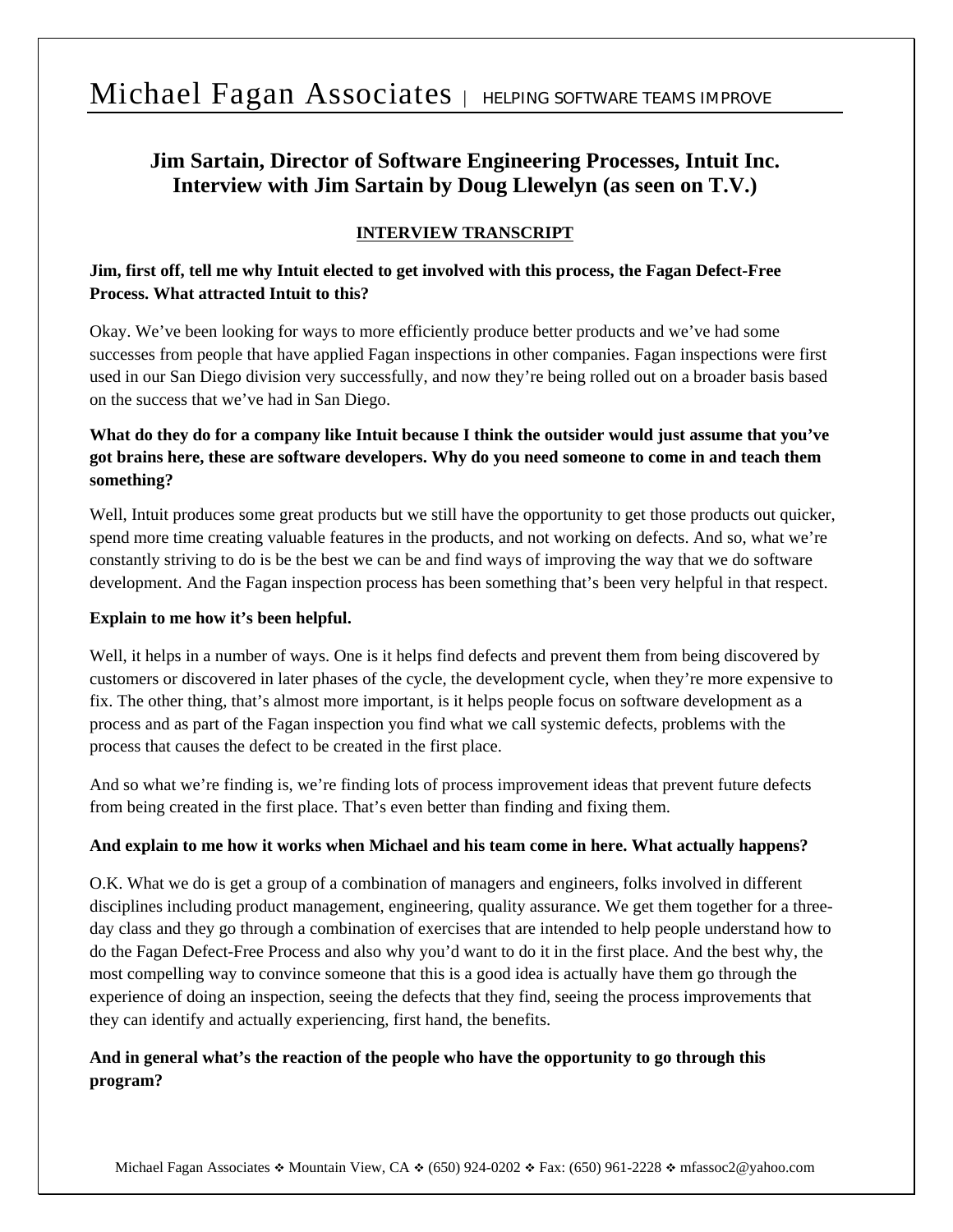# Michael Fagan Associates | HELPING SOFTWARE TEAMS IMPROVE

## Jim Sartain, Director of Software Engineering Processes, Intuit Inc.
## Interview with Jim Sartain by Doug Llewelyn (as seen on T.V.)

### INTERVIEW TRANSCRIPT

**Jim, first off, tell me why Intuit elected to get involved with this process, the Fagan Defect-Free Process. What attracted Intuit to this?**

Okay. We've been looking for ways to more efficiently produce better products and we've had some successes from people that have applied Fagan inspections in other companies. Fagan inspections were first used in our San Diego division very successfully, and now they're being rolled out on a broader basis based on the success that we've had in San Diego.

**What do they do for a company like Intuit because I think the outsider would just assume that you've got brains here, these are software developers. Why do you need someone to come in and teach them something?**

Well, Intuit produces some great products but we still have the opportunity to get those products out quicker, spend more time creating valuable features in the products, and not working on defects. And so, what we're constantly striving to do is be the best we can be and find ways of improving the way that we do software development. And the Fagan inspection process has been something that's been very helpful in that respect.

**Explain to me how it's been helpful.**

Well, it helps in a number of ways. One is it helps find defects and prevent them from being discovered by customers or discovered in later phases of the cycle, the development cycle, when they're more expensive to fix. The other thing, that's almost more important, is it helps people focus on software development as a process and as part of the Fagan inspection you find what we call systemic defects, problems with the process that causes the defect to be created in the first place.

And so what we're finding is, we're finding lots of process improvement ideas that prevent future defects from being created in the first place. That's even better than finding and fixing them.

**And explain to me how it works when Michael and his team come in here. What actually happens?**

O.K. What we do is get a group of a combination of managers and engineers, folks involved in different disciplines including product management, engineering, quality assurance. We get them together for a three-day class and they go through a combination of exercises that are intended to help people understand how to do the Fagan Defect-Free Process and also why you'd want to do it in the first place. And the best why, the most compelling way to convince someone that this is a good idea is actually have them go through the experience of doing an inspection, seeing the defects that they find, seeing the process improvements that they can identify and actually experiencing, first hand, the benefits.

**And in general what's the reaction of the people who have the opportunity to go through this program?**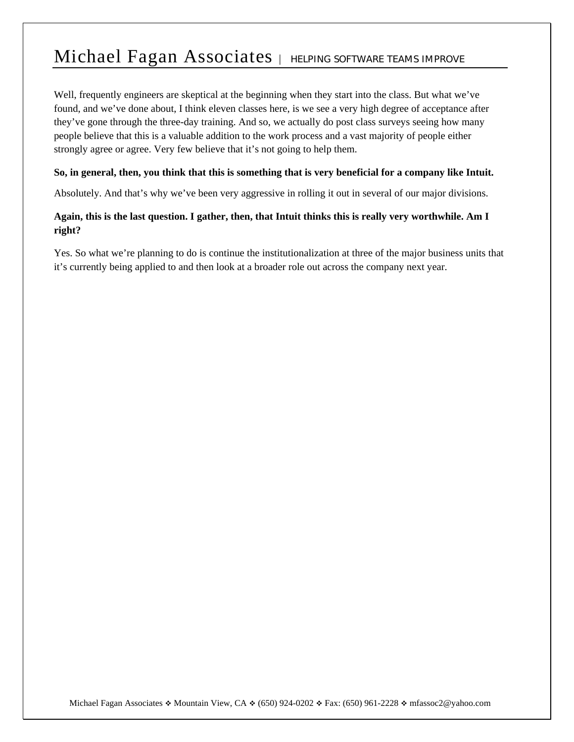Well, frequently engineers are skeptical at the beginning when they start into the class. But what we've found, and we've done about, I think eleven classes here, is we see a very high degree of acceptance after they've gone through the three-day training. And so, we actually do post class surveys seeing how many people believe that this is a valuable addition to the work process and a vast majority of people either strongly agree or agree. Very few believe that it's not going to help them.

**So, in general, then, you think that this is something that is very beneficial for a company like Intuit.**

Absolutely. And that's why we've been very aggressive in rolling it out in several of our major divisions.

**Again, this is the last question. I gather, then, that Intuit thinks this is really very worthwhile. Am I right?**

Yes. So what we're planning to do is continue the institutionalization at three of the major business units that it's currently being applied to and then look at a broader role out across the company next year.